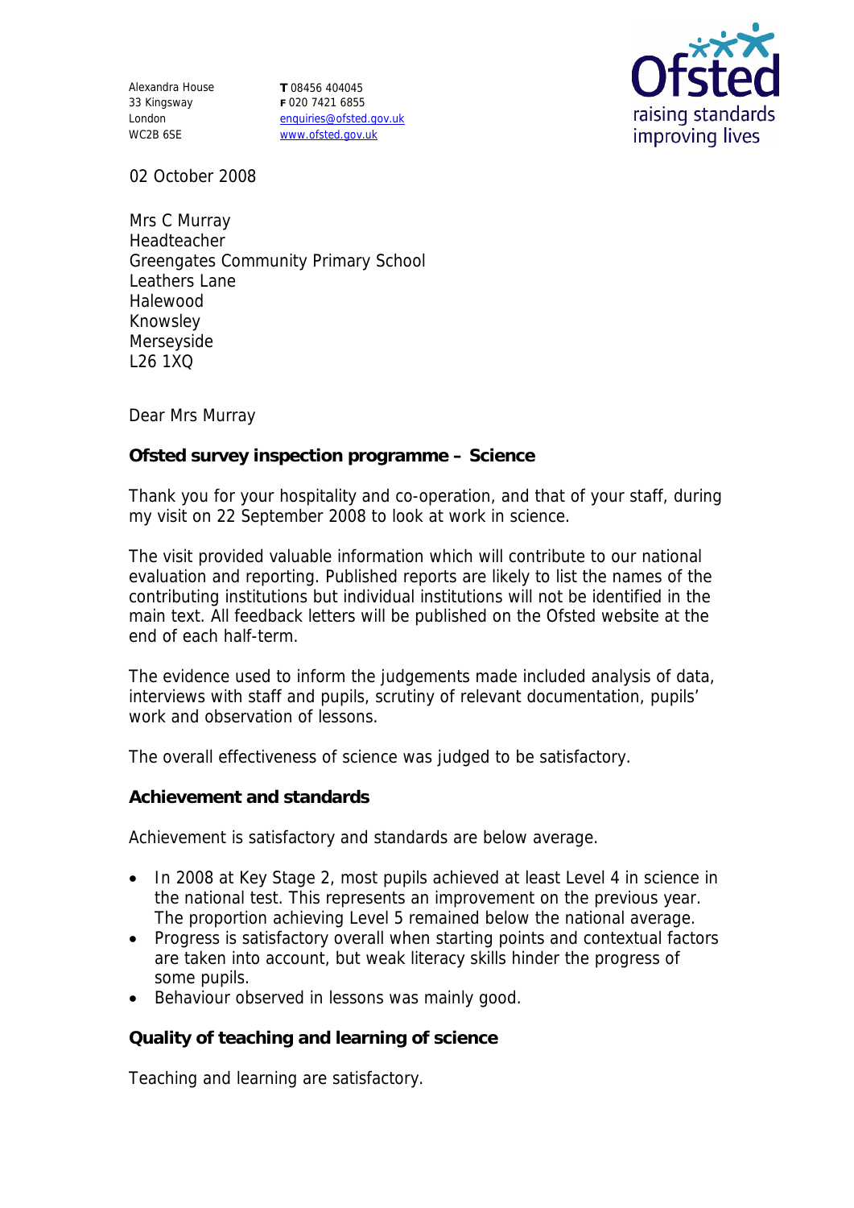Alexandra House
33 Kingsway
London
WC2B 6SE

**T** 08456 404045
**F** 020 7421 6855
enquiries@ofsted.gov.uk
www.ofsted.gov.uk

Ofsted
raising standards
improving lives

02 October 2008

Mrs C Murray
Headteacher
Greengates Community Primary School
Leathers Lane
Halewood
Knowsley
Merseyside
L26 1XQ

Dear Mrs Murray

**Ofsted survey inspection programme – Science**

Thank you for your hospitality and co-operation, and that of your staff, during my visit on 22 September 2008 to look at work in science.

The visit provided valuable information which will contribute to our national evaluation and reporting. Published reports are likely to list the names of the contributing institutions but individual institutions will not be identified in the main text. All feedback letters will be published on the Ofsted website at the end of each half-term.

The evidence used to inform the judgements made included analysis of data, interviews with staff and pupils, scrutiny of relevant documentation, pupils' work and observation of lessons.

The overall effectiveness of science was judged to be satisfactory.

**Achievement and standards**

Achievement is satisfactory and standards are below average.

- In 2008 at Key Stage 2, most pupils achieved at least Level 4 in science in the national test. This represents an improvement on the previous year. The proportion achieving Level 5 remained below the national average.
- Progress is satisfactory overall when starting points and contextual factors are taken into account, but weak literacy skills hinder the progress of some pupils.
- Behaviour observed in lessons was mainly good.

**Quality of teaching and learning of science**

Teaching and learning are satisfactory.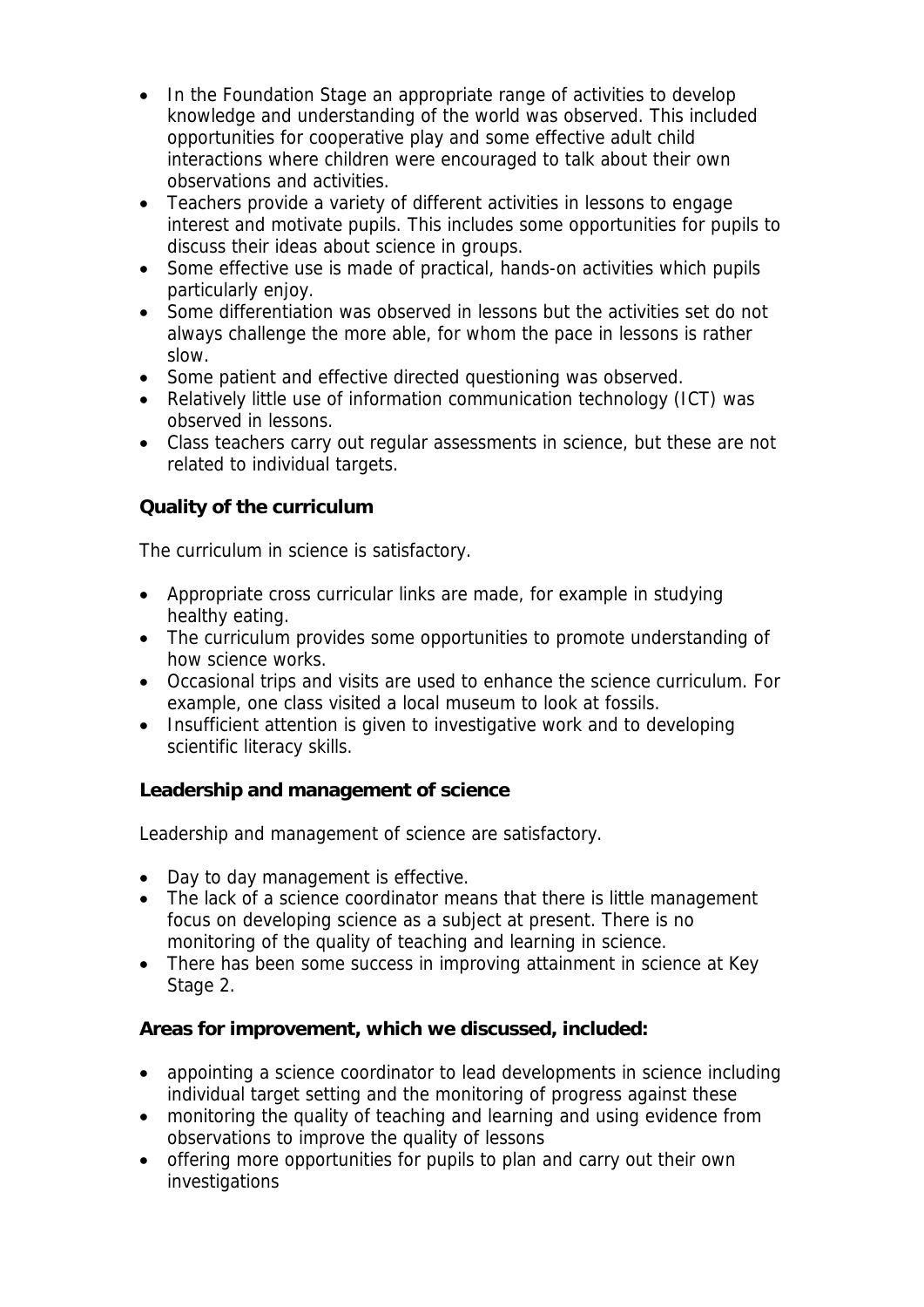- In the Foundation Stage an appropriate range of activities to develop knowledge and understanding of the world was observed. This included opportunities for cooperative play and some effective adult child interactions where children were encouraged to talk about their own observations and activities.
- Teachers provide a variety of different activities in lessons to engage interest and motivate pupils. This includes some opportunities for pupils to discuss their ideas about science in groups.
- Some effective use is made of practical, hands-on activities which pupils particularly enjoy.
- Some differentiation was observed in lessons but the activities set do not always challenge the more able, for whom the pace in lessons is rather slow.
- Some patient and effective directed questioning was observed.
- Relatively little use of information communication technology (ICT) was observed in lessons.
- Class teachers carry out regular assessments in science, but these are not related to individual targets.

**Quality of the curriculum**

The curriculum in science is satisfactory.

- Appropriate cross curricular links are made, for example in studying healthy eating.
- The curriculum provides some opportunities to promote understanding of how science works.
- Occasional trips and visits are used to enhance the science curriculum. For example, one class visited a local museum to look at fossils.
- Insufficient attention is given to investigative work and to developing scientific literacy skills.

**Leadership and management of science**

Leadership and management of science are satisfactory.

- Day to day management is effective.
- The lack of a science coordinator means that there is little management focus on developing science as a subject at present. There is no monitoring of the quality of teaching and learning in science.
- There has been some success in improving attainment in science at Key Stage 2.

**Areas for improvement, which we discussed, included:**

- appointing a science coordinator to lead developments in science including individual target setting and the monitoring of progress against these
- monitoring the quality of teaching and learning and using evidence from observations to improve the quality of lessons
- offering more opportunities for pupils to plan and carry out their own investigations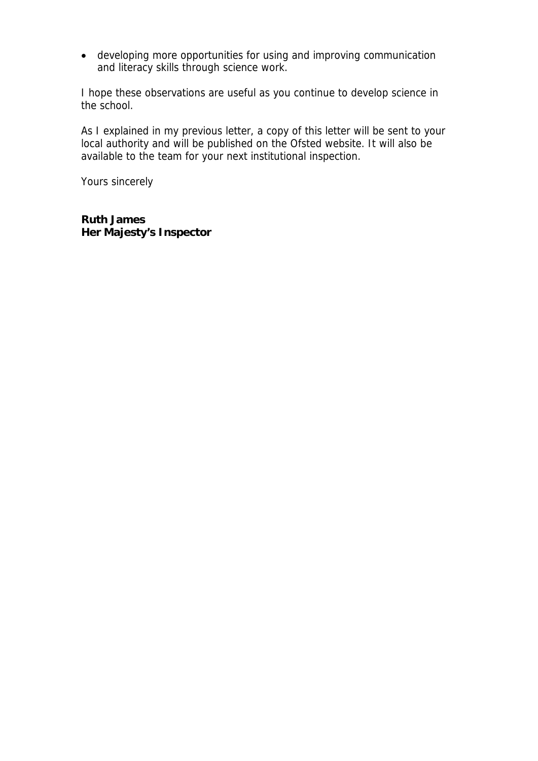- developing more opportunities for using and improving communication and literacy skills through science work.

I hope these observations are useful as you continue to develop science in the school.

As I explained in my previous letter, a copy of this letter will be sent to your local authority and will be published on the Ofsted website. It will also be available to the team for your next institutional inspection.

Yours sincerely

**Ruth James**
**Her Majesty's Inspector**